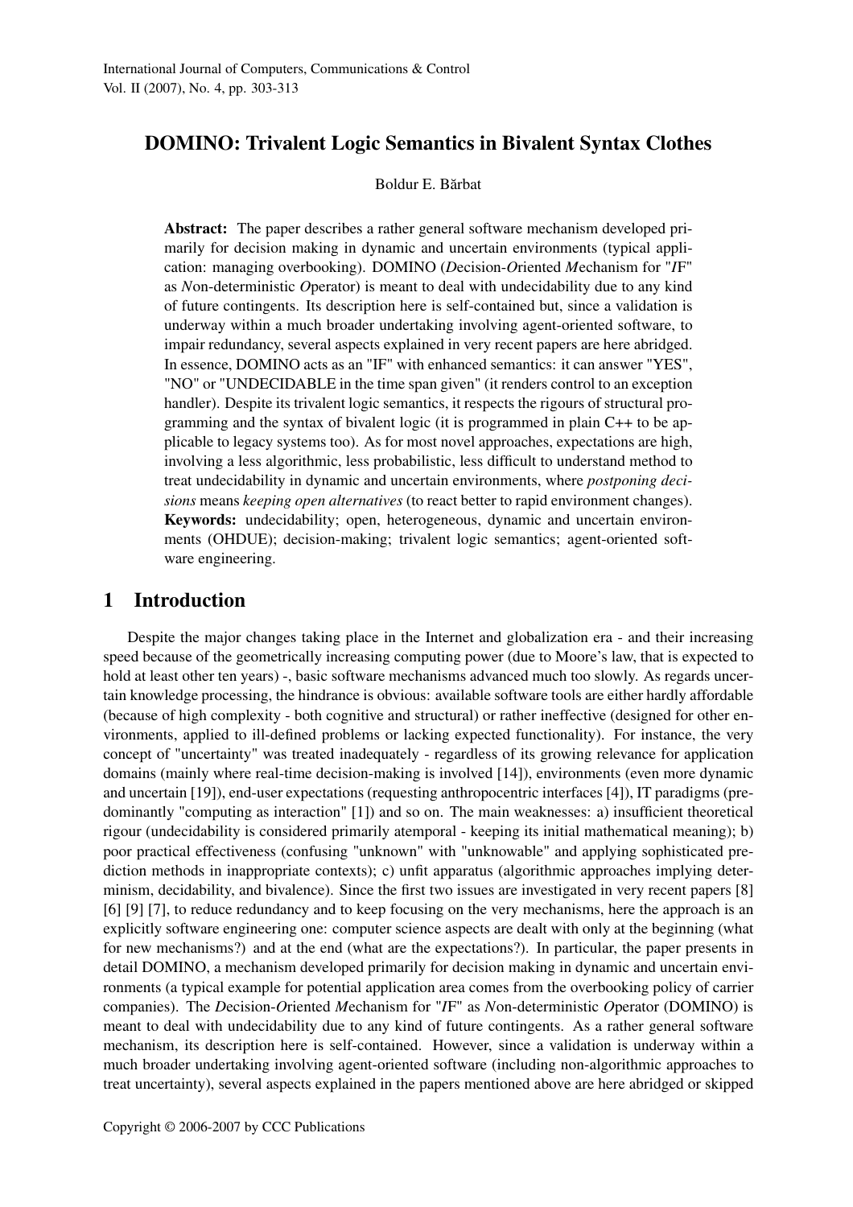# DOMINO: Trivalent Logic Semantics in Bivalent Syntax Clothes

Boldur E. Bărbat

**Abstract:** The paper describes a rather general software mechanism developed primarily for decision making in dynamic and uncertain environments (typical application: managing overbooking). DOMINO (*D*ecision-*O*riented *M*echanism for "*I*F" as *N*on-deterministic *O*perator) is meant to deal with undecidability due to any kind of future contingents. Its description here is self-contained but, since a validation is underway within a much broader undertaking involving agent-oriented software, to impair redundancy, several aspects explained in very recent papers are here abridged. In essence, DOMINO acts as an "IF" with enhanced semantics: it can answer "YES", "NO" or "UNDECIDABLE in the time span given" (it renders control to an exception handler). Despite its trivalent logic semantics, it respects the rigours of structural programming and the syntax of bivalent logic (it is programmed in plain C++ to be applicable to legacy systems too). As for most novel approaches, expectations are high, involving a less algorithmic, less probabilistic, less difficult to understand method to treat undecidability in dynamic and uncertain environments, where *postponing decisions* means *keeping open alternatives* (to react better to rapid environment changes).

**Keywords:** undecidability; open, heterogeneous, dynamic and uncertain environments (OHDUE); decision-making; trivalent logic semantics; agent-oriented software engineering.

## 1 Introduction

Despite the major changes taking place in the Internet and globalization era - and their increasing speed because of the geometrically increasing computing power (due to Moore's law, that is expected to hold at least other ten years) -, basic software mechanisms advanced much too slowly. As regards uncertain knowledge processing, the hindrance is obvious: available software tools are either hardly affordable (because of high complexity - both cognitive and structural) or rather ineffective (designed for other environments, applied to ill-defined problems or lacking expected functionality). For instance, the very concept of "uncertainty" was treated inadequately - regardless of its growing relevance for application domains (mainly where real-time decision-making is involved [14]), environments (even more dynamic and uncertain [19]), end-user expectations (requesting anthropocentric interfaces [4]), IT paradigms (predominantly "computing as interaction" [1]) and so on. The main weaknesses: a) insufficient theoretical rigour (undecidability is considered primarily atemporal - keeping its initial mathematical meaning); b) poor practical effectiveness (confusing "unknown" with "unknowable" and applying sophisticated prediction methods in inappropriate contexts); c) unfit apparatus (algorithmic approaches implying determinism, decidability, and bivalence). Since the first two issues are investigated in very recent papers [8] [6] [9] [7], to reduce redundancy and to keep focusing on the very mechanisms, here the approach is an explicitly software engineering one: computer science aspects are dealt with only at the beginning (what for new mechanisms?) and at the end (what are the expectations?). In particular, the paper presents in detail DOMINO, a mechanism developed primarily for decision making in dynamic and uncertain environments (a typical example for potential application area comes from the overbooking policy of carrier companies). The *D*ecision-*O*riented *M*echanism for "*I*F" as *N*on-deterministic *O*perator (DOMINO) is meant to deal with undecidability due to any kind of future contingents. As a rather general software mechanism, its description here is self-contained. However, since a validation is underway within a much broader undertaking involving agent-oriented software (including non-algorithmic approaches to treat uncertainty), several aspects explained in the papers mentioned above are here abridged or skipped

Copyright © 2006-2007 by CCC Publications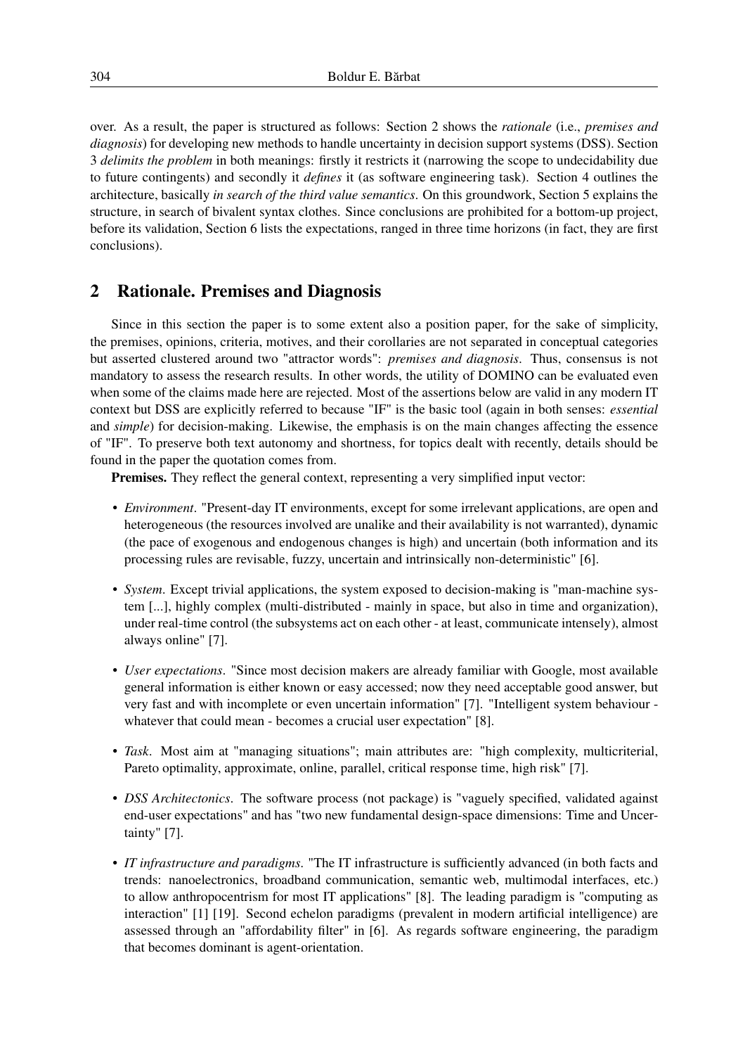over. As a result, the paper is structured as follows: Section 2 shows the *rationale* (i.e., *premises and diagnosis*) for developing new methods to handle uncertainty in decision support systems (DSS). Section 3 *delimits the problem* in both meanings: firstly it restricts it (narrowing the scope to undecidability due to future contingents) and secondly it *defines* it (as software engineering task). Section 4 outlines the architecture, basically *in search of the third value semantics*. On this groundwork, Section 5 explains the structure, in search of bivalent syntax clothes. Since conclusions are prohibited for a bottom-up project, before its validation, Section 6 lists the expectations, ranged in three time horizons (in fact, they are first conclusions).

## 2 Rationale. Premises and Diagnosis

Since in this section the paper is to some extent also a position paper, for the sake of simplicity, the premises, opinions, criteria, motives, and their corollaries are not separated in conceptual categories but asserted clustered around two "attractor words": *premises and diagnosis*. Thus, consensus is not mandatory to assess the research results. In other words, the utility of DOMINO can be evaluated even when some of the claims made here are rejected. Most of the assertions below are valid in any modern IT context but DSS are explicitly referred to because "IF" is the basic tool (again in both senses: *essential* and *simple*) for decision-making. Likewise, the emphasis is on the main changes affecting the essence of "IF". To preserve both text autonomy and shortness, for topics dealt with recently, details should be found in the paper the quotation comes from.

**Premises.** They reflect the general context, representing a very simplified input vector:

- *Environment*. "Present-day IT environments, except for some irrelevant applications, are open and heterogeneous (the resources involved are unalike and their availability is not warranted), dynamic (the pace of exogenous and endogenous changes is high) and uncertain (both information and its processing rules are revisable, fuzzy, uncertain and intrinsically non-deterministic" [6].
- *System*. Except trivial applications, the system exposed to decision-making is "man-machine system [...], highly complex (multi-distributed - mainly in space, but also in time and organization), under real-time control (the subsystems act on each other - at least, communicate intensely), almost always online" [7].
- *User expectations*. "Since most decision makers are already familiar with Google, most available general information is either known or easy accessed; now they need acceptable good answer, but very fast and with incomplete or even uncertain information" [7]. "Intelligent system behaviour - whatever that could mean - becomes a crucial user expectation" [8].
- *Task*. Most aim at "managing situations"; main attributes are: "high complexity, multicriterial, Pareto optimality, approximate, online, parallel, critical response time, high risk" [7].
- *DSS Architectonics*. The software process (not package) is "vaguely specified, validated against end-user expectations" and has "two new fundamental design-space dimensions: Time and Uncertainty" [7].
- *IT infrastructure and paradigms*. "The IT infrastructure is sufficiently advanced (in both facts and trends: nanoelectronics, broadband communication, semantic web, multimodal interfaces, etc.) to allow anthropocentrism for most IT applications" [8]. The leading paradigm is "computing as interaction" [1] [19]. Second echelon paradigms (prevalent in modern artificial intelligence) are assessed through an "affordability filter" in [6]. As regards software engineering, the paradigm that becomes dominant is agent-orientation.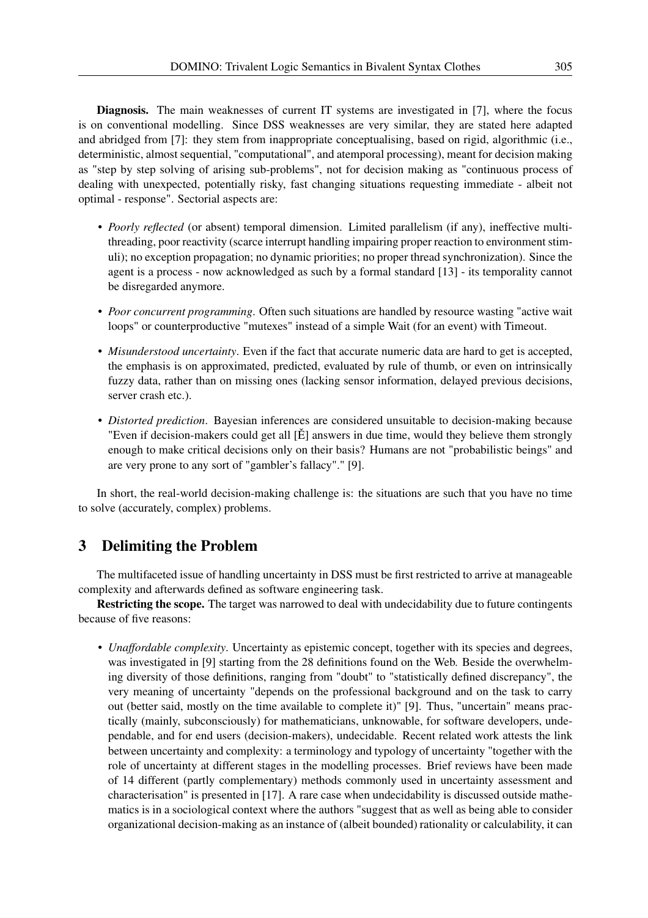**Diagnosis.** The main weaknesses of current IT systems are investigated in [7], where the focus is on conventional modelling. Since DSS weaknesses are very similar, they are stated here adapted and abridged from [7]: they stem from inappropriate conceptualising, based on rigid, algorithmic (i.e., deterministic, almost sequential, "computational", and atemporal processing), meant for decision making as "step by step solving of arising sub-problems", not for decision making as "continuous process of dealing with unexpected, potentially risky, fast changing situations requesting immediate - albeit not optimal - response". Sectorial aspects are:

- *Poorly reflected* (or absent) temporal dimension. Limited parallelism (if any), ineffective multi-threading, poor reactivity (scarce interrupt handling impairing proper reaction to environment stimuli); no exception propagation; no dynamic priorities; no proper thread synchronization). Since the agent is a process - now acknowledged as such by a formal standard [13] - its temporality cannot be disregarded anymore.
- *Poor concurrent programming*. Often such situations are handled by resource wasting "active wait loops" or counterproductive "mutexes" instead of a simple Wait (for an event) with Timeout.
- *Misunderstood uncertainty*. Even if the fact that accurate numeric data are hard to get is accepted, the emphasis is on approximated, predicted, evaluated by rule of thumb, or even on intrinsically fuzzy data, rather than on missing ones (lacking sensor information, delayed previous decisions, server crash etc.).
- *Distorted prediction*. Bayesian inferences are considered unsuitable to decision-making because "Even if decision-makers could get all [Ě] answers in due time, would they believe them strongly enough to make critical decisions only on their basis? Humans are not "probabilistic beings" and are very prone to any sort of "gambler's fallacy"." [9].

In short, the real-world decision-making challenge is: the situations are such that you have no time to solve (accurately, complex) problems.

## 3 Delimiting the Problem

The multifaceted issue of handling uncertainty in DSS must be first restricted to arrive at manageable complexity and afterwards defined as software engineering task.

**Restricting the scope.** The target was narrowed to deal with undecidability due to future contingents because of five reasons:

- *Unaffordable complexity*. Uncertainty as epistemic concept, together with its species and degrees, was investigated in [9] starting from the 28 definitions found on the Web. Beside the overwhelming diversity of those definitions, ranging from "doubt" to "statistically defined discrepancy", the very meaning of uncertainty "depends on the professional background and on the task to carry out (better said, mostly on the time available to complete it)" [9]. Thus, "uncertain" means practically (mainly, subconsciously) for mathematicians, unknowable, for software developers, undependable, and for end users (decision-makers), undecidable. Recent related work attests the link between uncertainty and complexity: a terminology and typology of uncertainty "together with the role of uncertainty at different stages in the modelling processes. Brief reviews have been made of 14 different (partly complementary) methods commonly used in uncertainty assessment and characterisation" is presented in [17]. A rare case when undecidability is discussed outside mathematics is in a sociological context where the authors "suggest that as well as being able to consider organizational decision-making as an instance of (albeit bounded) rationality or calculability, it can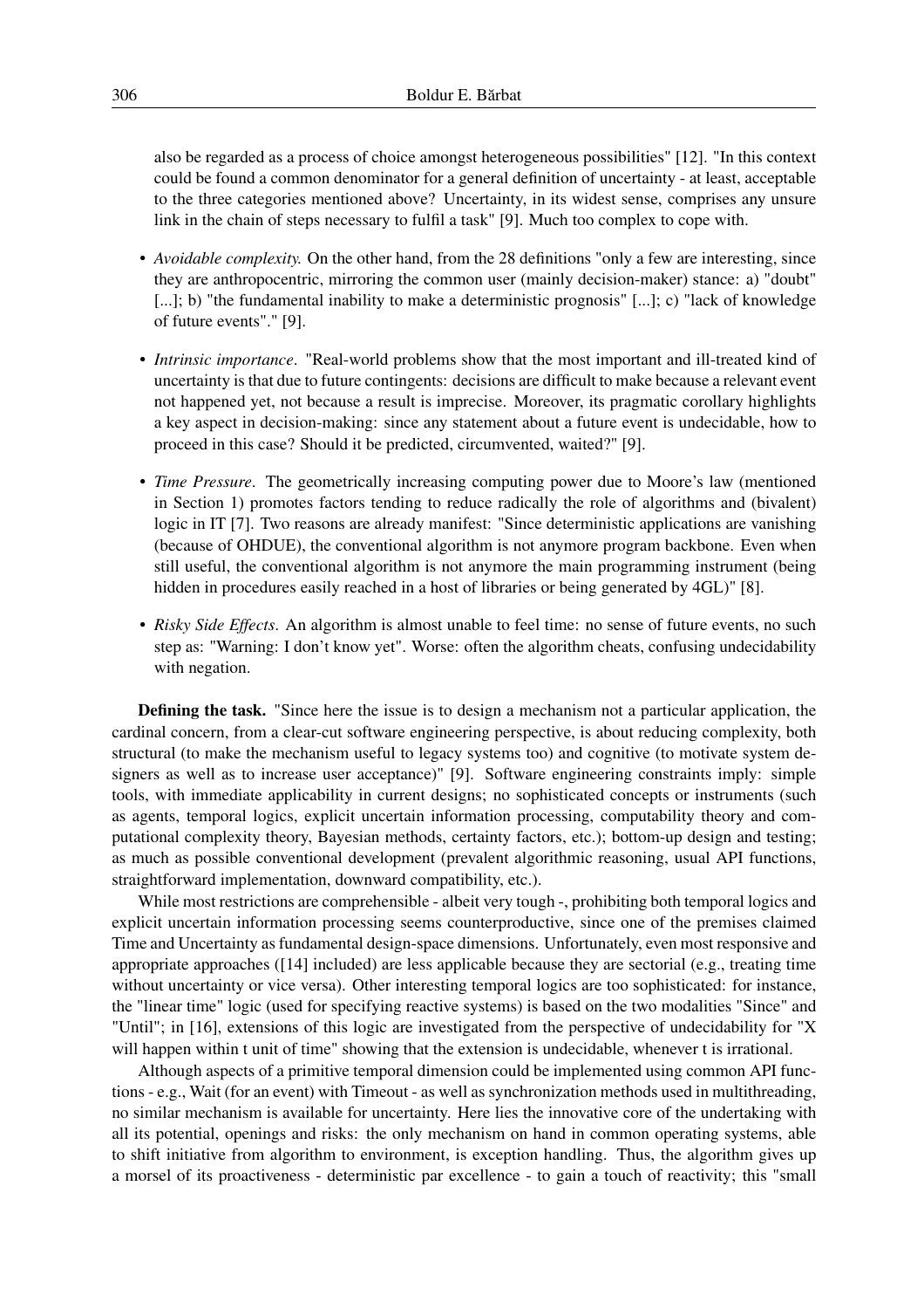also be regarded as a process of choice amongst heterogeneous possibilities" [12]. "In this context could be found a common denominator for a general definition of uncertainty - at least, acceptable to the three categories mentioned above? Uncertainty, in its widest sense, comprises any unsure link in the chain of steps necessary to fulfil a task" [9]. Much too complex to cope with.

- *Avoidable complexity.* On the other hand, from the 28 definitions "only a few are interesting, since they are anthropocentric, mirroring the common user (mainly decision-maker) stance: a) "doubt" [...]; b) "the fundamental inability to make a deterministic prognosis" [...]; c) "lack of knowledge of future events"." [9].

- *Intrinsic importance*. "Real-world problems show that the most important and ill-treated kind of uncertainty is that due to future contingents: decisions are difficult to make because a relevant event not happened yet, not because a result is imprecise. Moreover, its pragmatic corollary highlights a key aspect in decision-making: since any statement about a future event is undecidable, how to proceed in this case? Should it be predicted, circumvented, waited?" [9].

- *Time Pressure*. The geometrically increasing computing power due to Moore's law (mentioned in Section 1) promotes factors tending to reduce radically the role of algorithms and (bivalent) logic in IT [7]. Two reasons are already manifest: "Since deterministic applications are vanishing (because of OHDUE), the conventional algorithm is not anymore program backbone. Even when still useful, the conventional algorithm is not anymore the main programming instrument (being hidden in procedures easily reached in a host of libraries or being generated by 4GL)" [8].

- *Risky Side Effects*. An algorithm is almost unable to feel time: no sense of future events, no such step as: "Warning: I don't know yet". Worse: often the algorithm cheats, confusing undecidability with negation.

**Defining the task.** "Since here the issue is to design a mechanism not a particular application, the cardinal concern, from a clear-cut software engineering perspective, is about reducing complexity, both structural (to make the mechanism useful to legacy systems too) and cognitive (to motivate system designers as well as to increase user acceptance)" [9]. Software engineering constraints imply: simple tools, with immediate applicability in current designs; no sophisticated concepts or instruments (such as agents, temporal logics, explicit uncertain information processing, computability theory and computational complexity theory, Bayesian methods, certainty factors, etc.); bottom-up design and testing; as much as possible conventional development (prevalent algorithmic reasoning, usual API functions, straightforward implementation, downward compatibility, etc.).

While most restrictions are comprehensible - albeit very tough -, prohibiting both temporal logics and explicit uncertain information processing seems counterproductive, since one of the premises claimed Time and Uncertainty as fundamental design-space dimensions. Unfortunately, even most responsive and appropriate approaches ([14] included) are less applicable because they are sectorial (e.g., treating time without uncertainty or vice versa). Other interesting temporal logics are too sophisticated: for instance, the "linear time" logic (used for specifying reactive systems) is based on the two modalities "Since" and "Until"; in [16], extensions of this logic are investigated from the perspective of undecidability for "X will happen within t unit of time" showing that the extension is undecidable, whenever t is irrational.

Although aspects of a primitive temporal dimension could be implemented using common API functions - e.g., Wait (for an event) with Timeout - as well as synchronization methods used in multithreading, no similar mechanism is available for uncertainty. Here lies the innovative core of the undertaking with all its potential, openings and risks: the only mechanism on hand in common operating systems, able to shift initiative from algorithm to environment, is exception handling. Thus, the algorithm gives up a morsel of its proactiveness - deterministic par excellence - to gain a touch of reactivity; this "small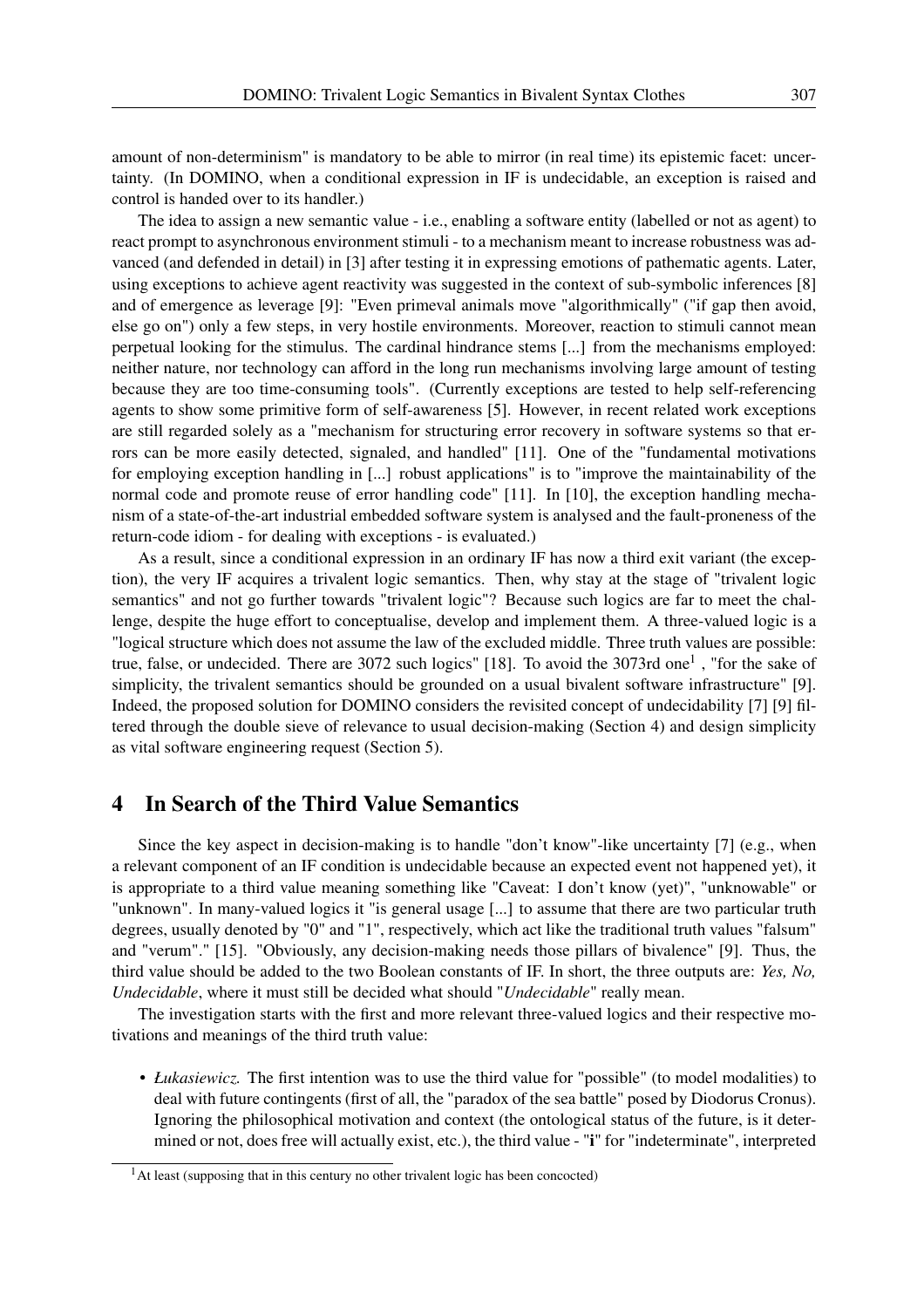amount of non-determinism" is mandatory to be able to mirror (in real time) its epistemic facet: uncertainty. (In DOMINO, when a conditional expression in IF is undecidable, an exception is raised and control is handed over to its handler.)

The idea to assign a new semantic value - i.e., enabling a software entity (labelled or not as agent) to react prompt to asynchronous environment stimuli - to a mechanism meant to increase robustness was advanced (and defended in detail) in [3] after testing it in expressing emotions of pathematic agents. Later, using exceptions to achieve agent reactivity was suggested in the context of sub-symbolic inferences [8] and of emergence as leverage [9]: "Even primeval animals move "algorithmically" ("if gap then avoid, else go on") only a few steps, in very hostile environments. Moreover, reaction to stimuli cannot mean perpetual looking for the stimulus. The cardinal hindrance stems [...] from the mechanisms employed: neither nature, nor technology can afford in the long run mechanisms involving large amount of testing because they are too time-consuming tools". (Currently exceptions are tested to help self-referencing agents to show some primitive form of self-awareness [5]. However, in recent related work exceptions are still regarded solely as a "mechanism for structuring error recovery in software systems so that errors can be more easily detected, signaled, and handled" [11]. One of the "fundamental motivations for employing exception handling in [...] robust applications" is to "improve the maintainability of the normal code and promote reuse of error handling code" [11]. In [10], the exception handling mechanism of a state-of-the-art industrial embedded software system is analysed and the fault-proneness of the return-code idiom - for dealing with exceptions - is evaluated.)

As a result, since a conditional expression in an ordinary IF has now a third exit variant (the exception), the very IF acquires a trivalent logic semantics. Then, why stay at the stage of "trivalent logic semantics" and not go further towards "trivalent logic"? Because such logics are far to meet the challenge, despite the huge effort to conceptualise, develop and implement them. A three-valued logic is a "logical structure which does not assume the law of the excluded middle. Three truth values are possible: true, false, or undecided. There are 3072 such logics" [18]. To avoid the 3073rd one[1] , "for the sake of simplicity, the trivalent semantics should be grounded on a usual bivalent software infrastructure" [9]. Indeed, the proposed solution for DOMINO considers the revisited concept of undecidability [7] [9] filtered through the double sieve of relevance to usual decision-making (Section 4) and design simplicity as vital software engineering request (Section 5).

## 4 In Search of the Third Value Semantics

Since the key aspect in decision-making is to handle "don't know"-like uncertainty [7] (e.g., when a relevant component of an IF condition is undecidable because an expected event not happened yet), it is appropriate to a third value meaning something like "Caveat: I don't know (yet)", "unknowable" or "unknown". In many-valued logics it "is general usage [...] to assume that there are two particular truth degrees, usually denoted by "0" and "1", respectively, which act like the traditional truth values "falsum" and "verum"." [15]. "Obviously, any decision-making needs those pillars of bivalence" [9]. Thus, the third value should be added to the two Boolean constants of IF. In short, the three outputs are: *Yes, No, Undecidable*, where it must still be decided what should "*Undecidable*" really mean.

The investigation starts with the first and more relevant three-valued logics and their respective motivations and meanings of the third truth value:

- *Łukasiewicz.* The first intention was to use the third value for "possible" (to model modalities) to deal with future contingents (first of all, the "paradox of the sea battle" posed by Diodorus Cronus). Ignoring the philosophical motivation and context (the ontological status of the future, is it determined or not, does free will actually exist, etc.), the third value - "**i**" for "indeterminate", interpreted

[1] At least (supposing that in this century no other trivalent logic has been concocted)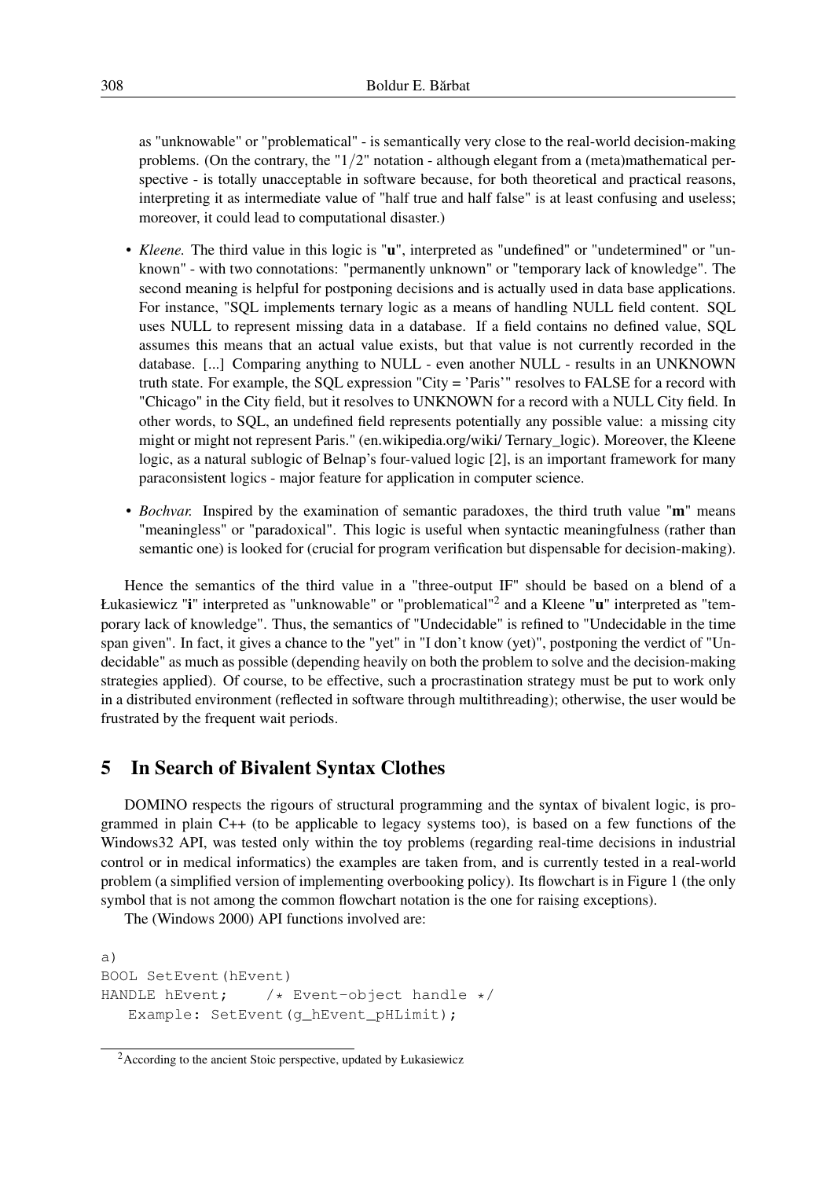as "unknowable" or "problematical" - is semantically very close to the real-world decision-making problems. (On the contrary, the "$1/2$" notation - although elegant from a (meta)mathematical perspective - is totally unacceptable in software because, for both theoretical and practical reasons, interpreting it as intermediate value of "half true and half false" is at least confusing and useless; moreover, it could lead to computational disaster.)

- *Kleene.* The third value in this logic is "**u**", interpreted as "undefined" or "undetermined" or "unknown" - with two connotations: "permanently unknown" or "temporary lack of knowledge". The second meaning is helpful for postponing decisions and is actually used in data base applications. For instance, "SQL implements ternary logic as a means of handling NULL field content. SQL uses NULL to represent missing data in a database. If a field contains no defined value, SQL assumes this means that an actual value exists, but that value is not currently recorded in the database. [...] Comparing anything to NULL - even another NULL - results in an UNKNOWN truth state. For example, the SQL expression "City = 'Paris'" resolves to FALSE for a record with "Chicago" in the City field, but it resolves to UNKNOWN for a record with a NULL City field. In other words, to SQL, an undefined field represents potentially any possible value: a missing city might or might not represent Paris." (en.wikipedia.org/wiki/ Ternary_logic). Moreover, the Kleene logic, as a natural sublogic of Belnap's four-valued logic [2], is an important framework for many paraconsistent logics - major feature for application in computer science.

- *Bochvar.* Inspired by the examination of semantic paradoxes, the third truth value "**m**" means "meaningless" or "paradoxical". This logic is useful when syntactic meaningfulness (rather than semantic one) is looked for (crucial for program verification but dispensable for decision-making).

Hence the semantics of the third value in a "three-output IF" should be based on a blend of a Łukasiewicz "**i**" interpreted as "unknowable" or "problematical"[2] and a Kleene "**u**" interpreted as "temporary lack of knowledge". Thus, the semantics of "Undecidable" is refined to "Undecidable in the time span given". In fact, it gives a chance to the "yet" in "I don't know (yet)", postponing the verdict of "Undecidable" as much as possible (depending heavily on both the problem to solve and the decision-making strategies applied). Of course, to be effective, such a procrastination strategy must be put to work only in a distributed environment (reflected in software through multithreading); otherwise, the user would be frustrated by the frequent wait periods.

## 5 In Search of Bivalent Syntax Clothes

DOMINO respects the rigours of structural programming and the syntax of bivalent logic, is programmed in plain C++ (to be applicable to legacy systems too), is based on a few functions of the Windows32 API, was tested only within the toy problems (regarding real-time decisions in industrial control or in medical informatics) the examples are taken from, and is currently tested in a real-world problem (a simplified version of implementing overbooking policy). Its flowchart is in Figure 1 (the only symbol that is not among the common flowchart notation is the one for raising exceptions).

The (Windows 2000) API functions involved are:

```
a)
BOOL SetEvent(hEvent)
HANDLE hEvent;    /* Event-object handle */
   Example: SetEvent(g_hEvent_pHLimit);
```

[2] According to the ancient Stoic perspective, updated by Łukasiewicz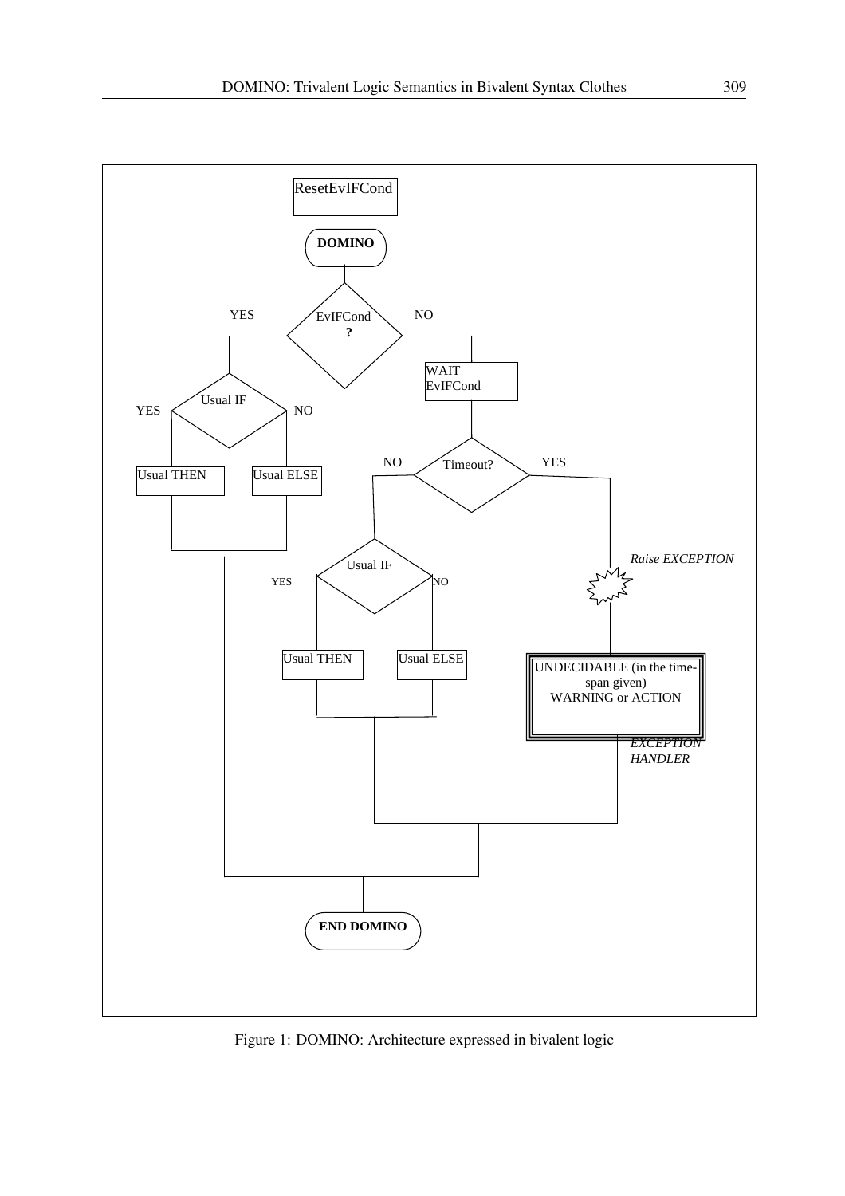ResetEvIFCond

**DOMINO**

EvIFCond ?

YES

NO

WAIT EvIFCond

Usual IF

YES

NO

Usual THEN

Usual ELSE

Timeout?

NO

YES

Usual IF

YES

NO

*Raise EXCEPTION*

Usual THEN

Usual ELSE

UNDECIDABLE (in the time-span given) WARNING or ACTION

*EXCEPTION HANDLER*

**END DOMINO**

Figure 1: DOMINO: Architecture expressed in bivalent logic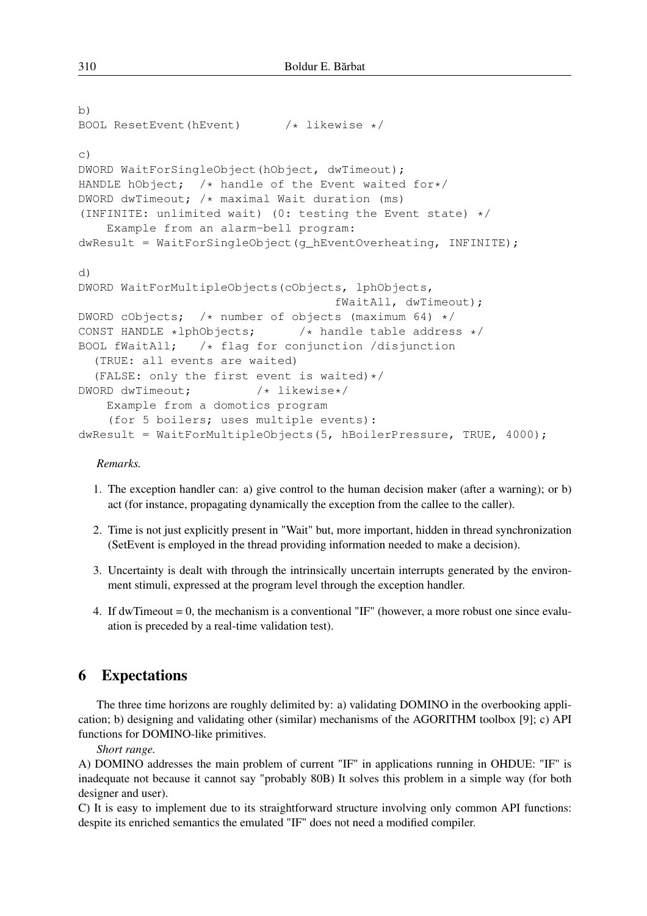```
b)
BOOL ResetEvent(hEvent)      /* likewise */

c)
DWORD WaitForSingleObject(hObject, dwTimeout);
HANDLE hObject;  /* handle of the Event waited for*/
DWORD dwTimeout; /* maximal Wait duration (ms)
(INFINITE: unlimited wait) (0: testing the Event state) */
    Example from an alarm-bell program:
dwResult = WaitForSingleObject(g_hEventOverheating, INFINITE);

d)
DWORD WaitForMultipleObjects(cObjects, lphObjects,
                                    fWaitAll, dwTimeout);
DWORD cObjects;  /* number of objects (maximum 64) */
CONST HANDLE *lphObjects;      /* handle table address */
BOOL fWaitAll;   /* flag for conjunction /disjunction
  (TRUE: all events are waited)
  (FALSE: only the first event is waited)*/
DWORD dwTimeout;         /* likewise*/
    Example from a domotics program
    (for 5 boilers; uses multiple events):
dwResult = WaitForMultipleObjects(5, hBoilerPressure, TRUE, 4000);
```

*Remarks.*

1. The exception handler can: a) give control to the human decision maker (after a warning); or b) act (for instance, propagating dynamically the exception from the callee to the caller).
2. Time is not just explicitly present in "Wait" but, more important, hidden in thread synchronization (SetEvent is employed in the thread providing information needed to make a decision).
3. Uncertainty is dealt with through the intrinsically uncertain interrupts generated by the environment stimuli, expressed at the program level through the exception handler.
4. If dwTimeout = 0, the mechanism is a conventional "IF" (however, a more robust one since evaluation is preceded by a real-time validation test).

## 6 Expectations

The three time horizons are roughly delimited by: a) validating DOMINO in the overbooking application; b) designing and validating other (similar) mechanisms of the AGORITHM toolbox [9]; c) API functions for DOMINO-like primitives.

*Short range.*

A) DOMINO addresses the main problem of current "IF" in applications running in OHDUE: "IF" is inadequate not because it cannot say "probably 80B) It solves this problem in a simple way (for both designer and user).

C) It is easy to implement due to its straightforward structure involving only common API functions: despite its enriched semantics the emulated "IF" does not need a modified compiler.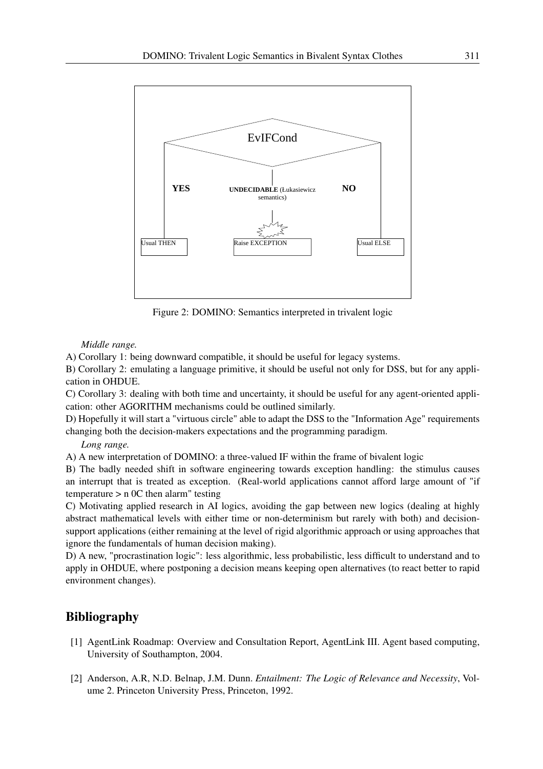Figure 2: DOMINO: Semantics interpreted in trivalent logic

*Middle range.*

A) Corollary 1: being downward compatible, it should be useful for legacy systems.

B) Corollary 2: emulating a language primitive, it should be useful not only for DSS, but for any application in OHDUE.

C) Corollary 3: dealing with both time and uncertainty, it should be useful for any agent-oriented application: other AGORITHM mechanisms could be outlined similarly.

D) Hopefully it will start a "virtuous circle" able to adapt the DSS to the "Information Age" requirements changing both the decision-makers expectations and the programming paradigm.

*Long range.*

A) A new interpretation of DOMINO: a three-valued IF within the frame of bivalent logic

B) The badly needed shift in software engineering towards exception handling: the stimulus causes an interrupt that is treated as exception. (Real-world applications cannot afford large amount of "if temperature > n 0C then alarm" testing

C) Motivating applied research in AI logics, avoiding the gap between new logics (dealing at highly abstract mathematical levels with either time or non-determinism but rarely with both) and decision-support applications (either remaining at the level of rigid algorithmic approach or using approaches that ignore the fundamentals of human decision making).

D) A new, "procrastination logic": less algorithmic, less probabilistic, less difficult to understand and to apply in OHDUE, where postponing a decision means keeping open alternatives (to react better to rapid environment changes).

## Bibliography

[1] AgentLink Roadmap: Overview and Consultation Report, AgentLink III. Agent based computing, University of Southampton, 2004.

[2] Anderson, A.R, N.D. Belnap, J.M. Dunn. *Entailment: The Logic of Relevance and Necessity*, Volume 2. Princeton University Press, Princeton, 1992.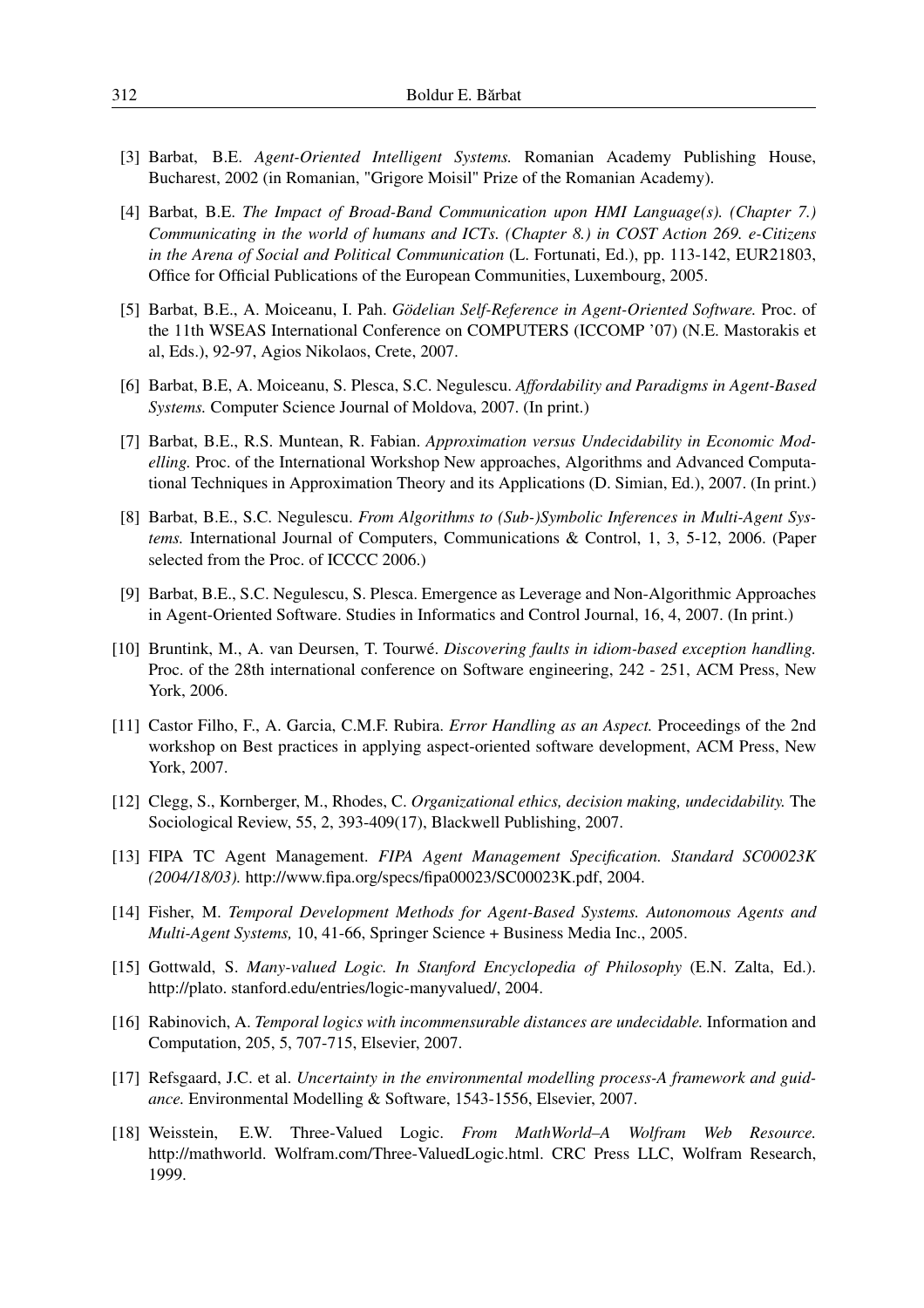[3] Barbat, B.E. *Agent-Oriented Intelligent Systems.* Romanian Academy Publishing House, Bucharest, 2002 (in Romanian, "Grigore Moisil" Prize of the Romanian Academy).

[4] Barbat, B.E. *The Impact of Broad-Band Communication upon HMI Language(s). (Chapter 7.) Communicating in the world of humans and ICTs. (Chapter 8.) in COST Action 269. e-Citizens in the Arena of Social and Political Communication* (L. Fortunati, Ed.), pp. 113-142, EUR21803, Office for Official Publications of the European Communities, Luxembourg, 2005.

[5] Barbat, B.E., A. Moiceanu, I. Pah. *Gödelian Self-Reference in Agent-Oriented Software.* Proc. of the 11th WSEAS International Conference on COMPUTERS (ICCOMP '07) (N.E. Mastorakis et al, Eds.), 92-97, Agios Nikolaos, Crete, 2007.

[6] Barbat, B.E, A. Moiceanu, S. Plesca, S.C. Negulescu. *Affordability and Paradigms in Agent-Based Systems.* Computer Science Journal of Moldova, 2007. (In print.)

[7] Barbat, B.E., R.S. Muntean, R. Fabian. *Approximation versus Undecidability in Economic Modelling.* Proc. of the International Workshop New approaches, Algorithms and Advanced Computational Techniques in Approximation Theory and its Applications (D. Simian, Ed.), 2007. (In print.)

[8] Barbat, B.E., S.C. Negulescu. *From Algorithms to (Sub-)Symbolic Inferences in Multi-Agent Systems.* International Journal of Computers, Communications & Control, 1, 3, 5-12, 2006. (Paper selected from the Proc. of ICCCC 2006.)

[9] Barbat, B.E., S.C. Negulescu, S. Plesca. Emergence as Leverage and Non-Algorithmic Approaches in Agent-Oriented Software. Studies in Informatics and Control Journal, 16, 4, 2007. (In print.)

[10] Bruntink, M., A. van Deursen, T. Tourwé. *Discovering faults in idiom-based exception handling.* Proc. of the 28th international conference on Software engineering, 242 - 251, ACM Press, New York, 2006.

[11] Castor Filho, F., A. Garcia, C.M.F. Rubira. *Error Handling as an Aspect.* Proceedings of the 2nd workshop on Best practices in applying aspect-oriented software development, ACM Press, New York, 2007.

[12] Clegg, S., Kornberger, M., Rhodes, C. *Organizational ethics, decision making, undecidability.* The Sociological Review, 55, 2, 393-409(17), Blackwell Publishing, 2007.

[13] FIPA TC Agent Management. *FIPA Agent Management Specification. Standard SC00023K (2004/18/03).* http://www.fipa.org/specs/fipa00023/SC00023K.pdf, 2004.

[14] Fisher, M. *Temporal Development Methods for Agent-Based Systems. Autonomous Agents and Multi-Agent Systems,* 10, 41-66, Springer Science + Business Media Inc., 2005.

[15] Gottwald, S. *Many-valued Logic. In Stanford Encyclopedia of Philosophy* (E.N. Zalta, Ed.). http://plato. stanford.edu/entries/logic-manyvalued/, 2004.

[16] Rabinovich, A. *Temporal logics with incommensurable distances are undecidable.* Information and Computation, 205, 5, 707-715, Elsevier, 2007.

[17] Refsgaard, J.C. et al. *Uncertainty in the environmental modelling process-A framework and guidance.* Environmental Modelling & Software, 1543-1556, Elsevier, 2007.

[18] Weisstein, E.W. Three-Valued Logic. *From MathWorld–A Wolfram Web Resource.* http://mathworld. Wolfram.com/Three-ValuedLogic.html. CRC Press LLC, Wolfram Research, 1999.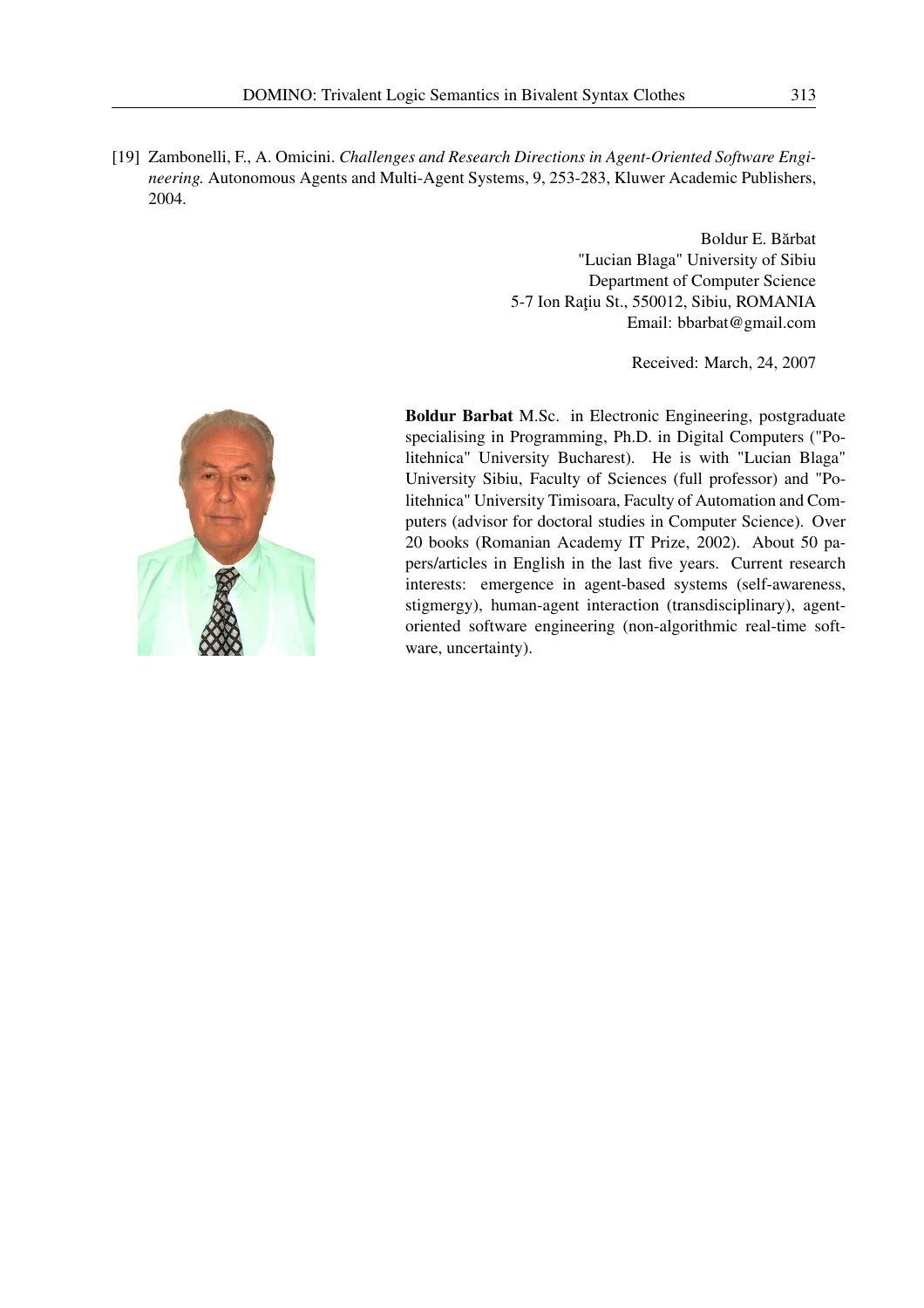[19] Zambonelli, F., A. Omicini. *Challenges and Research Directions in Agent-Oriented Software Engineering.* Autonomous Agents and Multi-Agent Systems, 9, 253-283, Kluwer Academic Publishers, 2004.

Boldur E. Bărbat
"Lucian Blaga" University of Sibiu
Department of Computer Science
5-7 Ion Raţiu St., 550012, Sibiu, ROMANIA
Email: bbarbat@gmail.com

Received: March, 24, 2007

**Boldur Barbat** M.Sc. in Electronic Engineering, postgraduate specialising in Programming, Ph.D. in Digital Computers ("Politehnica" University Bucharest). He is with "Lucian Blaga" University Sibiu, Faculty of Sciences (full professor) and "Politehnica" University Timisoara, Faculty of Automation and Computers (advisor for doctoral studies in Computer Science). Over 20 books (Romanian Academy IT Prize, 2002). About 50 papers/articles in English in the last five years. Current research interests: emergence in agent-based systems (self-awareness, stigmergy), human-agent interaction (transdisciplinary), agent-oriented software engineering (non-algorithmic real-time software, uncertainty).